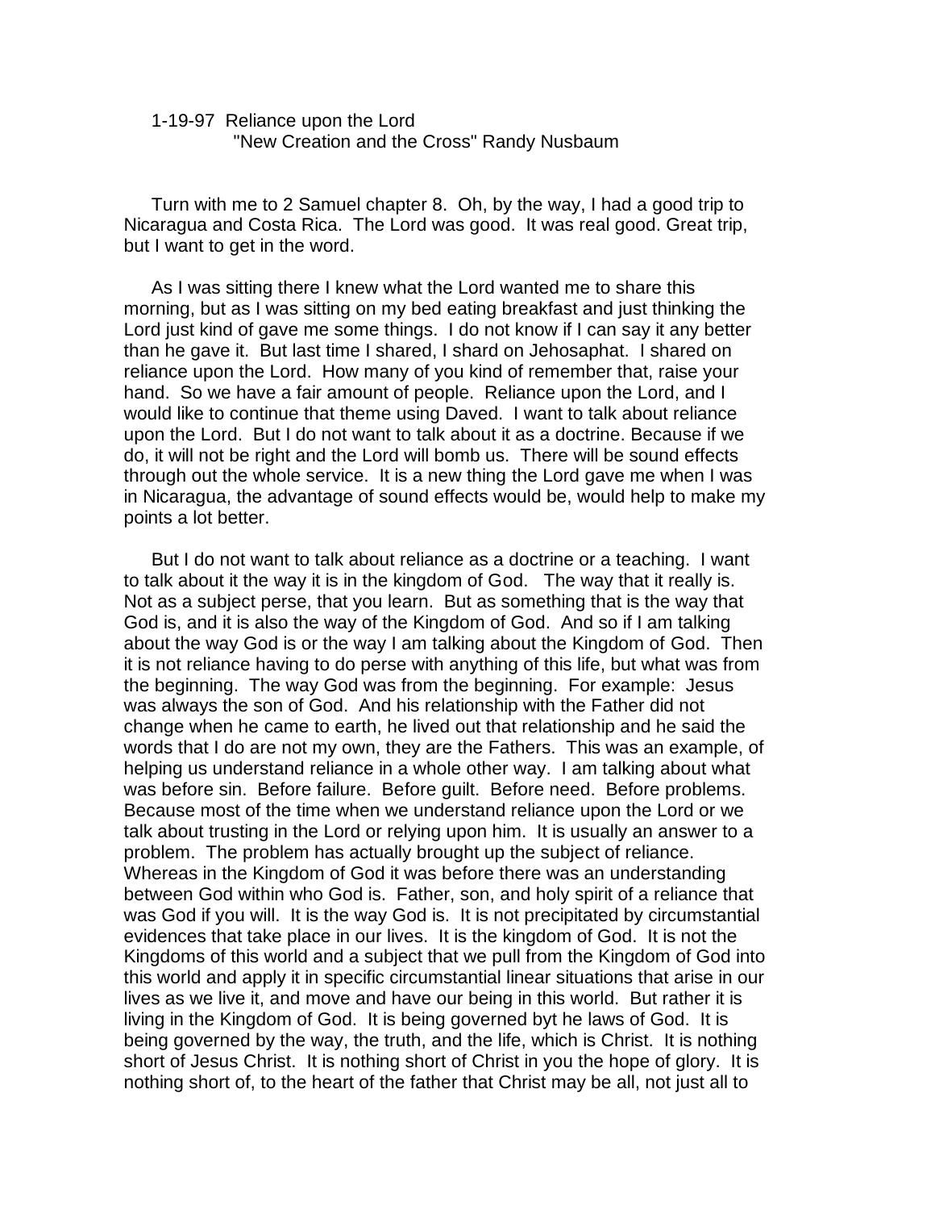1-19-97 Reliance upon the Lord
"New Creation and the Cross" Randy Nusbaum

Turn with me to 2 Samuel chapter 8. Oh, by the way, I had a good trip to Nicaragua and Costa Rica. The Lord was good. It was real good. Great trip, but I want to get in the word.

As I was sitting there I knew what the Lord wanted me to share this morning, but as I was sitting on my bed eating breakfast and just thinking the Lord just kind of gave me some things. I do not know if I can say it any better than he gave it. But last time I shared, I shard on Jehosaphat. I shared on reliance upon the Lord. How many of you kind of remember that, raise your hand. So we have a fair amount of people. Reliance upon the Lord, and I would like to continue that theme using Daved. I want to talk about reliance upon the Lord. But I do not want to talk about it as a doctrine. Because if we do, it will not be right and the Lord will bomb us. There will be sound effects through out the whole service. It is a new thing the Lord gave me when I was in Nicaragua, the advantage of sound effects would be, would help to make my points a lot better.

But I do not want to talk about reliance as a doctrine or a teaching. I want to talk about it the way it is in the kingdom of God. The way that it really is. Not as a subject perse, that you learn. But as something that is the way that God is, and it is also the way of the Kingdom of God. And so if I am talking about the way God is or the way I am talking about the Kingdom of God. Then it is not reliance having to do perse with anything of this life, but what was from the beginning. The way God was from the beginning. For example: Jesus was always the son of God. And his relationship with the Father did not change when he came to earth, he lived out that relationship and he said the words that I do are not my own, they are the Fathers. This was an example, of helping us understand reliance in a whole other way. I am talking about what was before sin. Before failure. Before guilt. Before need. Before problems. Because most of the time when we understand reliance upon the Lord or we talk about trusting in the Lord or relying upon him. It is usually an answer to a problem. The problem has actually brought up the subject of reliance. Whereas in the Kingdom of God it was before there was an understanding between God within who God is. Father, son, and holy spirit of a reliance that was God if you will. It is the way God is. It is not precipitated by circumstantial evidences that take place in our lives. It is the kingdom of God. It is not the Kingdoms of this world and a subject that we pull from the Kingdom of God into this world and apply it in specific circumstantial linear situations that arise in our lives as we live it, and move and have our being in this world. But rather it is living in the Kingdom of God. It is being governed byt he laws of God. It is being governed by the way, the truth, and the life, which is Christ. It is nothing short of Jesus Christ. It is nothing short of Christ in you the hope of glory. It is nothing short of, to the heart of the father that Christ may be all, not just all to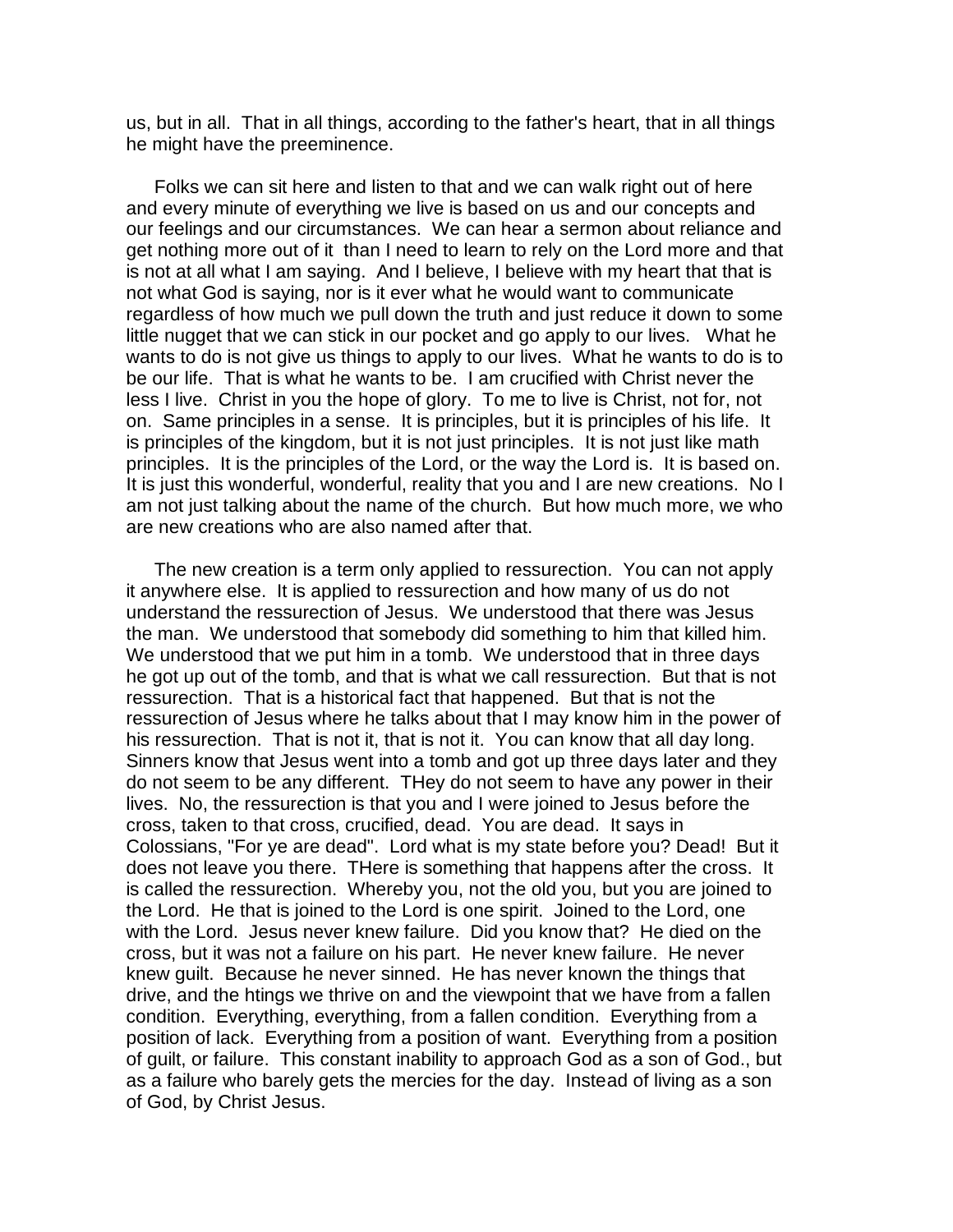us, but in all. That in all things, according to the father's heart, that in all things he might have the preeminence.

Folks we can sit here and listen to that and we can walk right out of here and every minute of everything we live is based on us and our concepts and our feelings and our circumstances. We can hear a sermon about reliance and get nothing more out of it than I need to learn to rely on the Lord more and that is not at all what I am saying. And I believe, I believe with my heart that that is not what God is saying, nor is it ever what he would want to communicate regardless of how much we pull down the truth and just reduce it down to some little nugget that we can stick in our pocket and go apply to our lives. What he wants to do is not give us things to apply to our lives. What he wants to do is to be our life. That is what he wants to be. I am crucified with Christ never the less I live. Christ in you the hope of glory. To me to live is Christ, not for, not on. Same principles in a sense. It is principles, but it is principles of his life. It is principles of the kingdom, but it is not just principles. It is not just like math principles. It is the principles of the Lord, or the way the Lord is. It is based on. It is just this wonderful, wonderful, reality that you and I are new creations. No I am not just talking about the name of the church. But how much more, we who are new creations who are also named after that.

The new creation is a term only applied to ressurection. You can not apply it anywhere else. It is applied to ressurection and how many of us do not understand the ressurection of Jesus. We understood that there was Jesus the man. We understood that somebody did something to him that killed him. We understood that we put him in a tomb. We understood that in three days he got up out of the tomb, and that is what we call ressurection. But that is not ressurection. That is a historical fact that happened. But that is not the ressurection of Jesus where he talks about that I may know him in the power of his ressurection. That is not it, that is not it. You can know that all day long. Sinners know that Jesus went into a tomb and got up three days later and they do not seem to be any different. THey do not seem to have any power in their lives. No, the ressurection is that you and I were joined to Jesus before the cross, taken to that cross, crucified, dead. You are dead. It says in Colossians, "For ye are dead". Lord what is my state before you? Dead! But it does not leave you there. THere is something that happens after the cross. It is called the ressurection. Whereby you, not the old you, but you are joined to the Lord. He that is joined to the Lord is one spirit. Joined to the Lord, one with the Lord. Jesus never knew failure. Did you know that? He died on the cross, but it was not a failure on his part. He never knew failure. He never knew guilt. Because he never sinned. He has never known the things that drive, and the htings we thrive on and the viewpoint that we have from a fallen condition. Everything, everything, from a fallen condition. Everything from a position of lack. Everything from a position of want. Everything from a position of guilt, or failure. This constant inability to approach God as a son of God., but as a failure who barely gets the mercies for the day. Instead of living as a son of God, by Christ Jesus.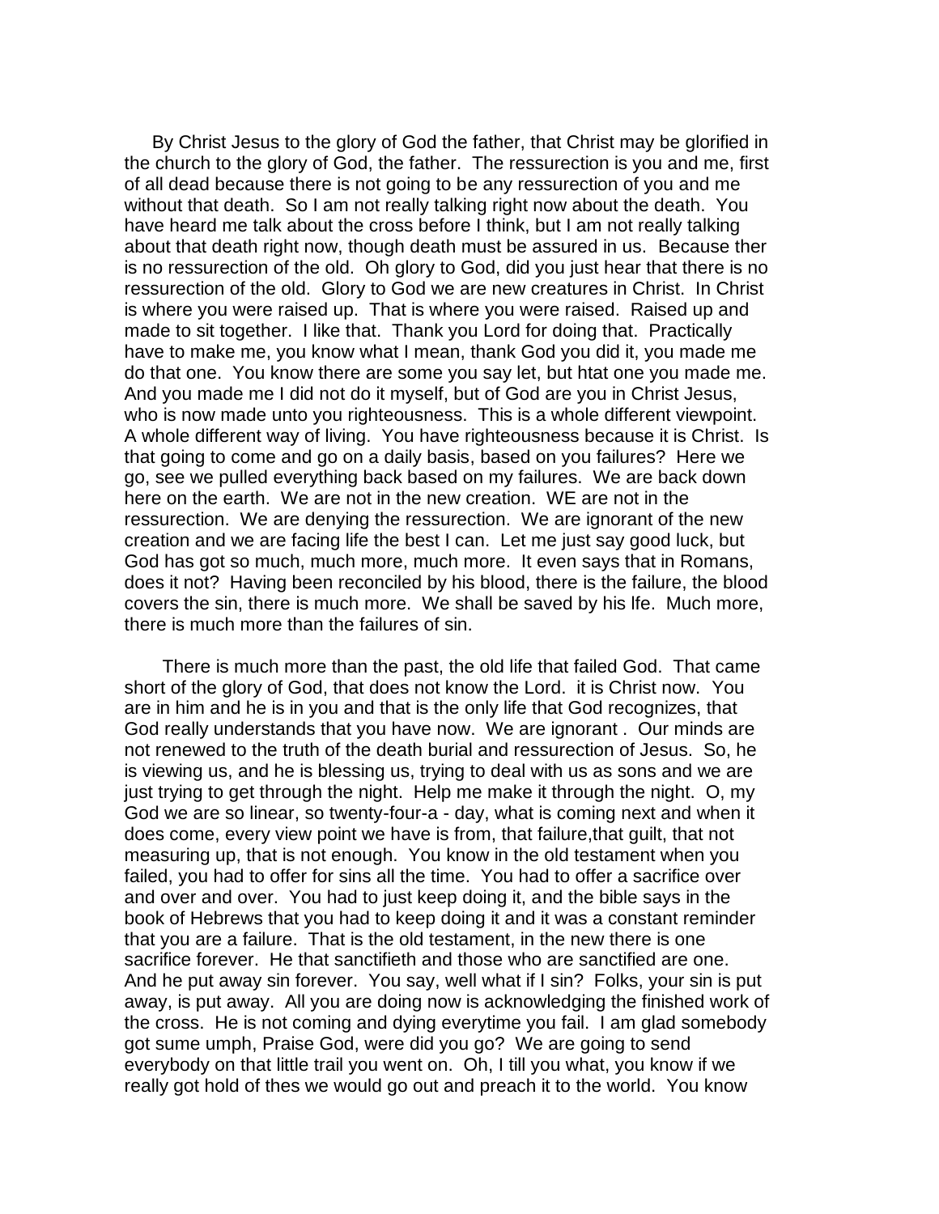By Christ Jesus to the glory of God the father, that Christ may be glorified in the church to the glory of God, the father. The ressurection is you and me, first of all dead because there is not going to be any ressurection of you and me without that death. So I am not really talking right now about the death. You have heard me talk about the cross before I think, but I am not really talking about that death right now, though death must be assured in us. Because ther is no ressurection of the old. Oh glory to God, did you just hear that there is no ressurection of the old. Glory to God we are new creatures in Christ. In Christ is where you were raised up. That is where you were raised. Raised up and made to sit together. I like that. Thank you Lord for doing that. Practically have to make me, you know what I mean, thank God you did it, you made me do that one. You know there are some you say let, but htat one you made me. And you made me I did not do it myself, but of God are you in Christ Jesus, who is now made unto you righteousness. This is a whole different viewpoint. A whole different way of living. You have righteousness because it is Christ. Is that going to come and go on a daily basis, based on you failures? Here we go, see we pulled everything back based on my failures. We are back down here on the earth. We are not in the new creation. WE are not in the ressurection. We are denying the ressurection. We are ignorant of the new creation and we are facing life the best I can. Let me just say good luck, but God has got so much, much more, much more. It even says that in Romans, does it not? Having been reconciled by his blood, there is the failure, the blood covers the sin, there is much more. We shall be saved by his lfe. Much more, there is much more than the failures of sin.

There is much more than the past, the old life that failed God. That came short of the glory of God, that does not know the Lord. it is Christ now. You are in him and he is in you and that is the only life that God recognizes, that God really understands that you have now. We are ignorant . Our minds are not renewed to the truth of the death burial and ressurection of Jesus. So, he is viewing us, and he is blessing us, trying to deal with us as sons and we are just trying to get through the night. Help me make it through the night. O, my God we are so linear, so twenty-four-a - day, what is coming next and when it does come, every view point we have is from, that failure,that guilt, that not measuring up, that is not enough. You know in the old testament when you failed, you had to offer for sins all the time. You had to offer a sacrifice over and over and over. You had to just keep doing it, and the bible says in the book of Hebrews that you had to keep doing it and it was a constant reminder that you are a failure. That is the old testament, in the new there is one sacrifice forever. He that sanctifieth and those who are sanctified are one. And he put away sin forever. You say, well what if I sin? Folks, your sin is put away, is put away. All you are doing now is acknowledging the finished work of the cross. He is not coming and dying everytime you fail. I am glad somebody got sume umph, Praise God, were did you go? We are going to send everybody on that little trail you went on. Oh, I till you what, you know if we really got hold of thes we would go out and preach it to the world. You know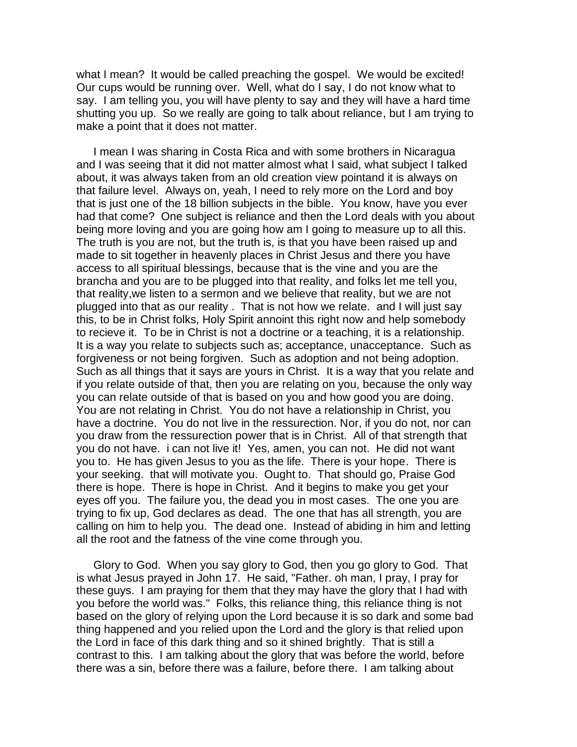what I mean? It would be called preaching the gospel. We would be excited! Our cups would be running over. Well, what do I say, I do not know what to say. I am telling you, you will have plenty to say and they will have a hard time shutting you up. So we really are going to talk about reliance, but I am trying to make a point that it does not matter.

I mean I was sharing in Costa Rica and with some brothers in Nicaragua and I was seeing that it did not matter almost what I said, what subject I talked about, it was always taken from an old creation view pointand it is always on that failure level. Always on, yeah, I need to rely more on the Lord and boy that is just one of the 18 billion subjects in the bible. You know, have you ever had that come? One subject is reliance and then the Lord deals with you about being more loving and you are going how am I going to measure up to all this. The truth is you are not, but the truth is, is that you have been raised up and made to sit together in heavenly places in Christ Jesus and there you have access to all spiritual blessings, because that is the vine and you are the brancha and you are to be plugged into that reality, and folks let me tell you, that reality,we listen to a sermon and we believe that reality, but we are not plugged into that as our reality . That is not how we relate. and I will just say this, to be in Christ folks, Holy Spirit annoint this right now and help somebody to recieve it. To be in Christ is not a doctrine or a teaching, it is a relationship. It is a way you relate to subjects such as; acceptance, unacceptance. Such as forgiveness or not being forgiven. Such as adoption and not being adoption. Such as all things that it says are yours in Christ. It is a way that you relate and if you relate outside of that, then you are relating on you, because the only way you can relate outside of that is based on you and how good you are doing. You are not relating in Christ. You do not have a relationship in Christ, you have a doctrine. You do not live in the ressurection. Nor, if you do not, nor can you draw from the ressurection power that is in Christ. All of that strength that you do not have. i can not live it! Yes, amen, you can not. He did not want you to. He has given Jesus to you as the life. There is your hope. There is your seeking. that will motivate you. Ought to. That should go, Praise God there is hope. There is hope in Christ. And it begins to make you get your eyes off you. The failure you, the dead you in most cases. The one you are trying to fix up, God declares as dead. The one that has all strength, you are calling on him to help you. The dead one. Instead of abiding in him and letting all the root and the fatness of the vine come through you.

Glory to God. When you say glory to God, then you go glory to God. That is what Jesus prayed in John 17. He said, "Father. oh man, I pray, I pray for these guys. I am praying for them that they may have the glory that I had with you before the world was." Folks, this reliance thing, this reliance thing is not based on the glory of relying upon the Lord because it is so dark and some bad thing happened and you relied upon the Lord and the glory is that relied upon the Lord in face of this dark thing and so it shined brightly. That is still a contrast to this. I am talking about the glory that was before the world, before there was a sin, before there was a failure, before there. I am talking about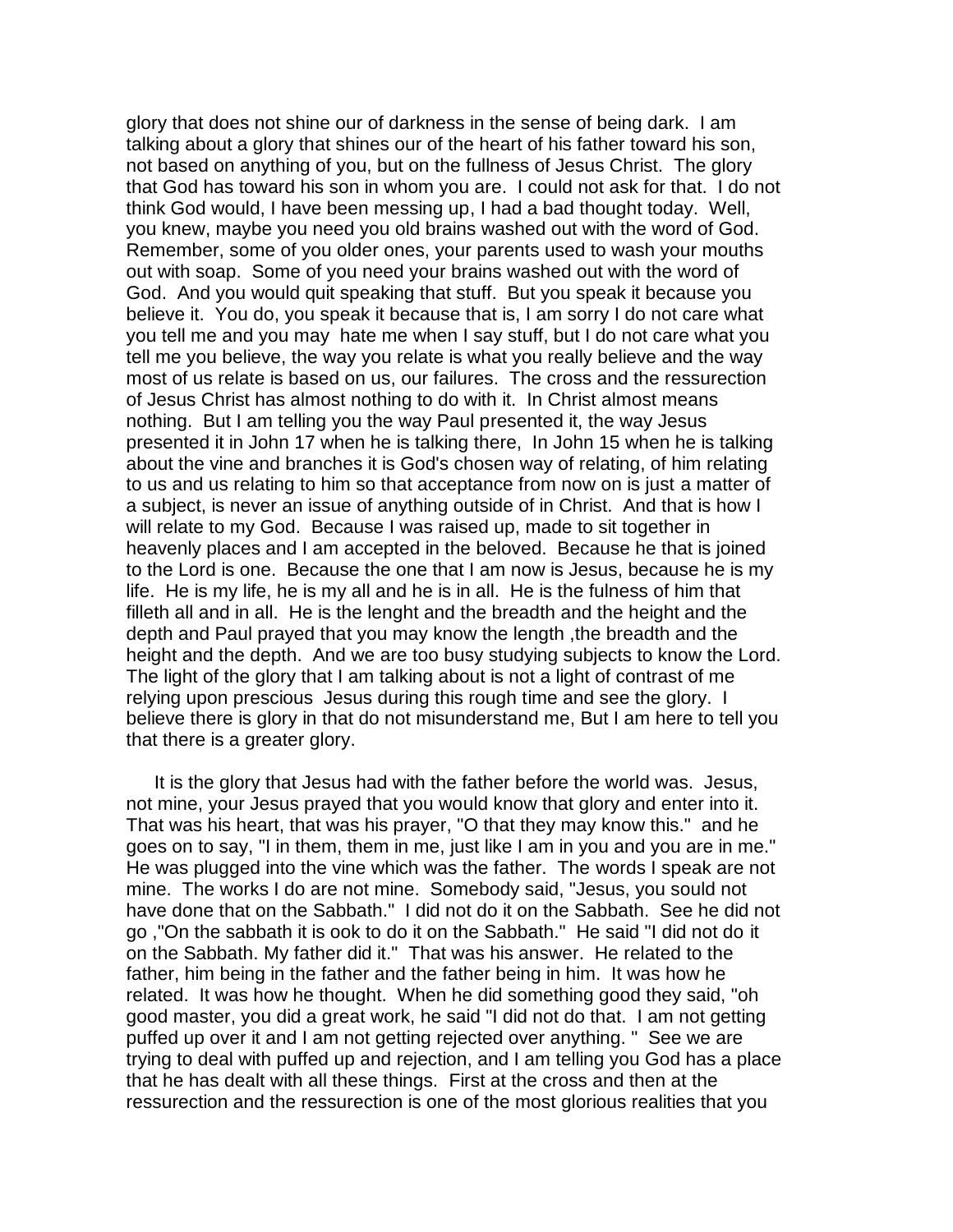glory that does not shine our of darkness in the sense of being dark. I am talking about a glory that shines our of the heart of his father toward his son, not based on anything of you, but on the fullness of Jesus Christ. The glory that God has toward his son in whom you are. I could not ask for that. I do not think God would, I have been messing up, I had a bad thought today. Well, you knew, maybe you need you old brains washed out with the word of God. Remember, some of you older ones, your parents used to wash your mouths out with soap. Some of you need your brains washed out with the word of God. And you would quit speaking that stuff. But you speak it because you believe it. You do, you speak it because that is, I am sorry I do not care what you tell me and you may hate me when I say stuff, but I do not care what you tell me you believe, the way you relate is what you really believe and the way most of us relate is based on us, our failures. The cross and the ressurection of Jesus Christ has almost nothing to do with it. In Christ almost means nothing. But I am telling you the way Paul presented it, the way Jesus presented it in John 17 when he is talking there, In John 15 when he is talking about the vine and branches it is God's chosen way of relating, of him relating to us and us relating to him so that acceptance from now on is just a matter of a subject, is never an issue of anything outside of in Christ. And that is how I will relate to my God. Because I was raised up, made to sit together in heavenly places and I am accepted in the beloved. Because he that is joined to the Lord is one. Because the one that I am now is Jesus, because he is my life. He is my life, he is my all and he is in all. He is the fulness of him that filleth all and in all. He is the lenght and the breadth and the height and the depth and Paul prayed that you may know the length ,the breadth and the height and the depth. And we are too busy studying subjects to know the Lord. The light of the glory that I am talking about is not a light of contrast of me relying upon prescious Jesus during this rough time and see the glory. I believe there is glory in that do not misunderstand me, But I am here to tell you that there is a greater glory.

It is the glory that Jesus had with the father before the world was. Jesus, not mine, your Jesus prayed that you would know that glory and enter into it. That was his heart, that was his prayer, "O that they may know this." and he goes on to say, "I in them, them in me, just like I am in you and you are in me." He was plugged into the vine which was the father. The words I speak are not mine. The works I do are not mine. Somebody said, "Jesus, you sould not have done that on the Sabbath." I did not do it on the Sabbath. See he did not go ,"On the sabbath it is ook to do it on the Sabbath." He said "I did not do it on the Sabbath. My father did it." That was his answer. He related to the father, him being in the father and the father being in him. It was how he related. It was how he thought. When he did something good they said, "oh good master, you did a great work, he said "I did not do that. I am not getting puffed up over it and I am not getting rejected over anything. " See we are trying to deal with puffed up and rejection, and I am telling you God has a place that he has dealt with all these things. First at the cross and then at the ressurection and the ressurection is one of the most glorious realities that you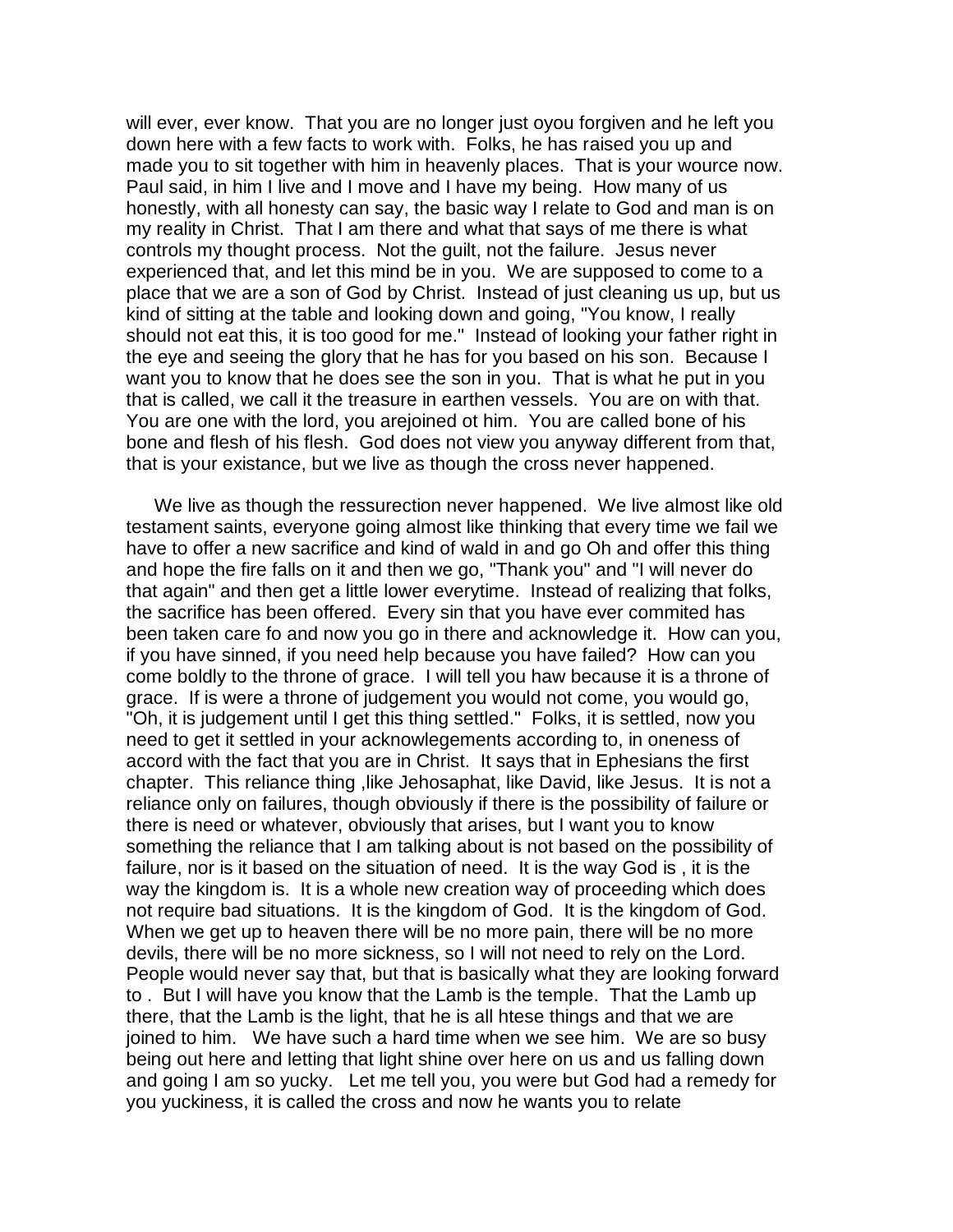will ever, ever know. That you are no longer just oyou forgiven and he left you down here with a few facts to work with. Folks, he has raised you up and made you to sit together with him in heavenly places. That is your wource now. Paul said, in him I live and I move and I have my being. How many of us honestly, with all honesty can say, the basic way I relate to God and man is on my reality in Christ. That I am there and what that says of me there is what controls my thought process. Not the guilt, not the failure. Jesus never experienced that, and let this mind be in you. We are supposed to come to a place that we are a son of God by Christ. Instead of just cleaning us up, but us kind of sitting at the table and looking down and going, "You know, I really should not eat this, it is too good for me." Instead of looking your father right in the eye and seeing the glory that he has for you based on his son. Because I want you to know that he does see the son in you. That is what he put in you that is called, we call it the treasure in earthen vessels. You are on with that. You are one with the lord, you arejoined ot him. You are called bone of his bone and flesh of his flesh. God does not view you anyway different from that, that is your existance, but we live as though the cross never happened.

We live as though the ressurection never happened. We live almost like old testament saints, everyone going almost like thinking that every time we fail we have to offer a new sacrifice and kind of wald in and go Oh and offer this thing and hope the fire falls on it and then we go, "Thank you" and "I will never do that again" and then get a little lower everytime. Instead of realizing that folks, the sacrifice has been offered. Every sin that you have ever commited has been taken care fo and now you go in there and acknowledge it. How can you, if you have sinned, if you need help because you have failed? How can you come boldly to the throne of grace. I will tell you haw because it is a throne of grace. If is were a throne of judgement you would not come, you would go, "Oh, it is judgement until I get this thing settled." Folks, it is settled, now you need to get it settled in your acknowlegements according to, in oneness of accord with the fact that you are in Christ. It says that in Ephesians the first chapter. This reliance thing ,like Jehosaphat, like David, like Jesus. It is not a reliance only on failures, though obviously if there is the possibility of failure or there is need or whatever, obviously that arises, but I want you to know something the reliance that I am talking about is not based on the possibility of failure, nor is it based on the situation of need. It is the way God is , it is the way the kingdom is. It is a whole new creation way of proceeding which does not require bad situations. It is the kingdom of God. It is the kingdom of God. When we get up to heaven there will be no more pain, there will be no more devils, there will be no more sickness, so I will not need to rely on the Lord. People would never say that, but that is basically what they are looking forward to . But I will have you know that the Lamb is the temple. That the Lamb up there, that the Lamb is the light, that he is all htese things and that we are joined to him. We have such a hard time when we see him. We are so busy being out here and letting that light shine over here on us and us falling down and going I am so yucky. Let me tell you, you were but God had a remedy for you yuckiness, it is called the cross and now he wants you to relate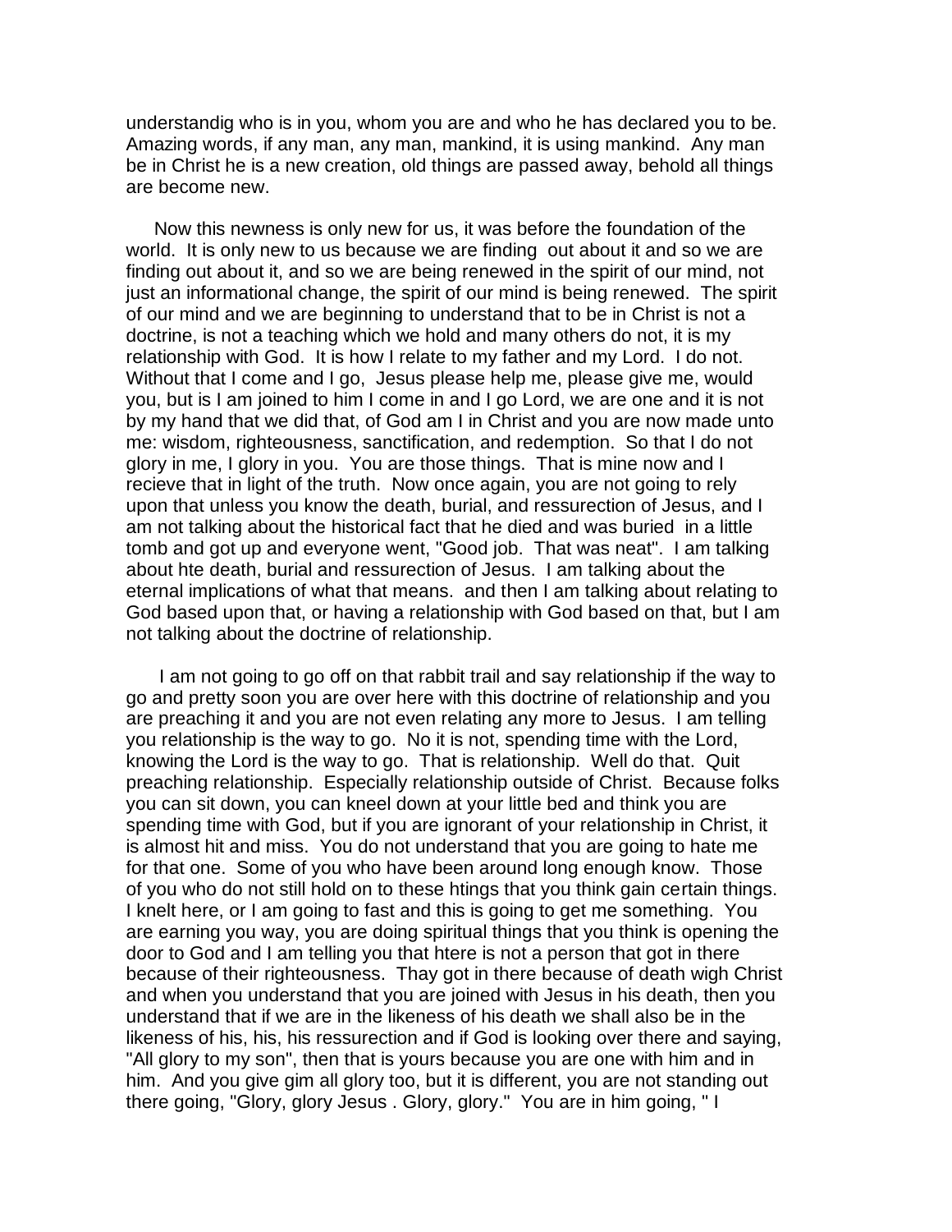understandig who is in you, whom you are and who he has declared you to be. Amazing words, if any man, any man, mankind, it is using mankind. Any man be in Christ he is a new creation, old things are passed away, behold all things are become new.

Now this newness is only new for us, it was before the foundation of the world. It is only new to us because we are finding out about it and so we are finding out about it, and so we are being renewed in the spirit of our mind, not just an informational change, the spirit of our mind is being renewed. The spirit of our mind and we are beginning to understand that to be in Christ is not a doctrine, is not a teaching which we hold and many others do not, it is my relationship with God. It is how I relate to my father and my Lord. I do not. Without that I come and I go, Jesus please help me, please give me, would you, but is I am joined to him I come in and I go Lord, we are one and it is not by my hand that we did that, of God am I in Christ and you are now made unto me: wisdom, righteousness, sanctification, and redemption. So that I do not glory in me, I glory in you. You are those things. That is mine now and I recieve that in light of the truth. Now once again, you are not going to rely upon that unless you know the death, burial, and ressurection of Jesus, and I am not talking about the historical fact that he died and was buried in a little tomb and got up and everyone went, "Good job. That was neat". I am talking about hte death, burial and ressurection of Jesus. I am talking about the eternal implications of what that means. and then I am talking about relating to God based upon that, or having a relationship with God based on that, but I am not talking about the doctrine of relationship.

I am not going to go off on that rabbit trail and say relationship if the way to go and pretty soon you are over here with this doctrine of relationship and you are preaching it and you are not even relating any more to Jesus. I am telling you relationship is the way to go. No it is not, spending time with the Lord, knowing the Lord is the way to go. That is relationship. Well do that. Quit preaching relationship. Especially relationship outside of Christ. Because folks you can sit down, you can kneel down at your little bed and think you are spending time with God, but if you are ignorant of your relationship in Christ, it is almost hit and miss. You do not understand that you are going to hate me for that one. Some of you who have been around long enough know. Those of you who do not still hold on to these htings that you think gain certain things. I knelt here, or I am going to fast and this is going to get me something. You are earning you way, you are doing spiritual things that you think is opening the door to God and I am telling you that htere is not a person that got in there because of their righteousness. Thay got in there because of death wigh Christ and when you understand that you are joined with Jesus in his death, then you understand that if we are in the likeness of his death we shall also be in the likeness of his, his, his ressurection and if God is looking over there and saying, "All glory to my son", then that is yours because you are one with him and in him. And you give gim all glory too, but it is different, you are not standing out there going, "Glory, glory Jesus . Glory, glory." You are in him going, " I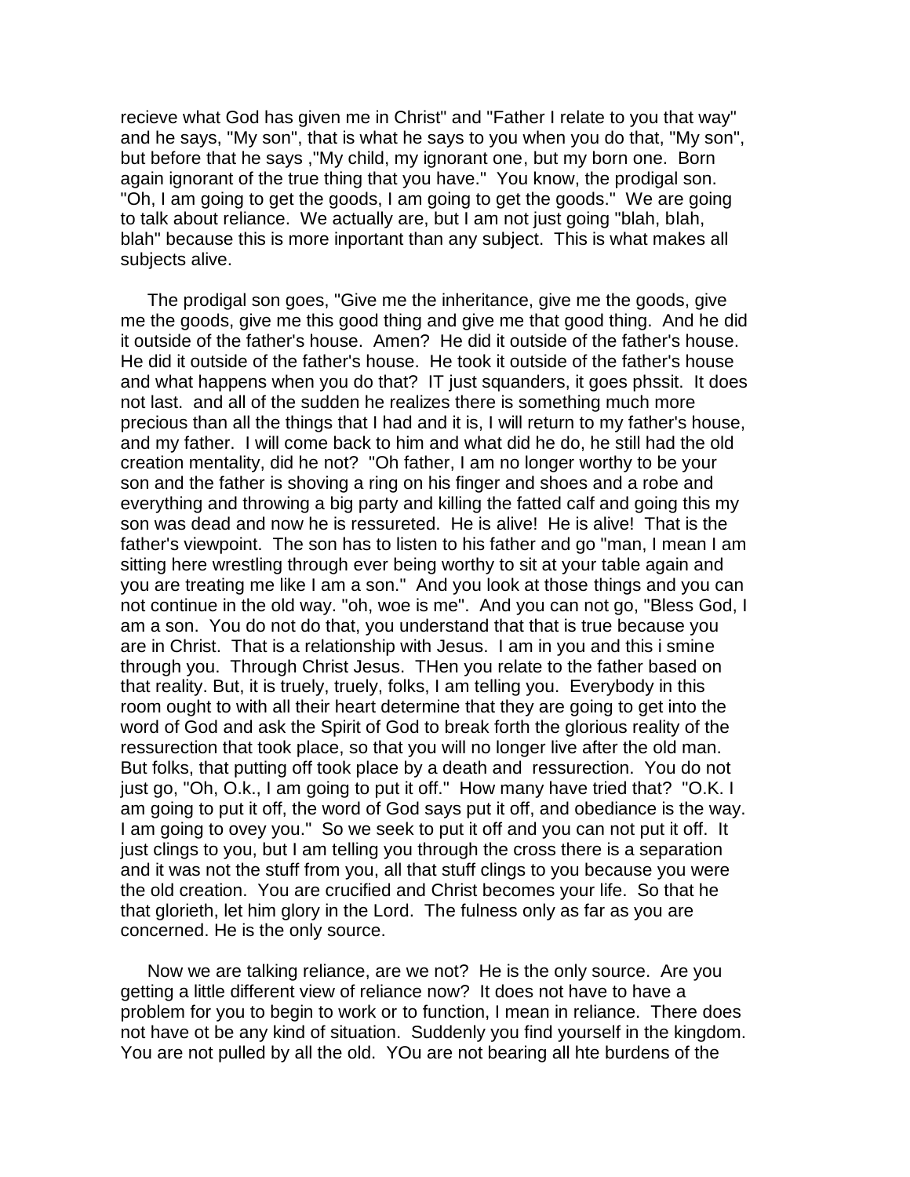recieve what God has given me in Christ" and "Father I relate to you that way" and he says, "My son", that is what he says to you when you do that, "My son", but before that he says ,"My child, my ignorant one, but my born one. Born again ignorant of the true thing that you have." You know, the prodigal son. "Oh, I am going to get the goods, I am going to get the goods." We are going to talk about reliance. We actually are, but I am not just going "blah, blah, blah" because this is more inportant than any subject. This is what makes all subjects alive.

The prodigal son goes, "Give me the inheritance, give me the goods, give me the goods, give me this good thing and give me that good thing. And he did it outside of the father's house. Amen? He did it outside of the father's house. He did it outside of the father's house. He took it outside of the father's house and what happens when you do that? IT just squanders, it goes phssit. It does not last. and all of the sudden he realizes there is something much more precious than all the things that I had and it is, I will return to my father's house, and my father. I will come back to him and what did he do, he still had the old creation mentality, did he not? "Oh father, I am no longer worthy to be your son and the father is shoving a ring on his finger and shoes and a robe and everything and throwing a big party and killing the fatted calf and going this my son was dead and now he is ressureted. He is alive! He is alive! That is the father's viewpoint. The son has to listen to his father and go "man, I mean I am sitting here wrestling through ever being worthy to sit at your table again and you are treating me like I am a son." And you look at those things and you can not continue in the old way. "oh, woe is me". And you can not go, "Bless God, I am a son. You do not do that, you understand that that is true because you are in Christ. That is a relationship with Jesus. I am in you and this i smine through you. Through Christ Jesus. THen you relate to the father based on that reality. But, it is truely, truely, folks, I am telling you. Everybody in this room ought to with all their heart determine that they are going to get into the word of God and ask the Spirit of God to break forth the glorious reality of the ressurection that took place, so that you will no longer live after the old man. But folks, that putting off took place by a death and ressurection. You do not just go, "Oh, O.k., I am going to put it off." How many have tried that? "O.K. I am going to put it off, the word of God says put it off, and obediance is the way. I am going to ovey you." So we seek to put it off and you can not put it off. It just clings to you, but I am telling you through the cross there is a separation and it was not the stuff from you, all that stuff clings to you because you were the old creation. You are crucified and Christ becomes your life. So that he that glorieth, let him glory in the Lord. The fulness only as far as you are concerned. He is the only source.

Now we are talking reliance, are we not? He is the only source. Are you getting a little different view of reliance now? It does not have to have a problem for you to begin to work or to function, I mean in reliance. There does not have ot be any kind of situation. Suddenly you find yourself in the kingdom. You are not pulled by all the old. YOu are not bearing all hte burdens of the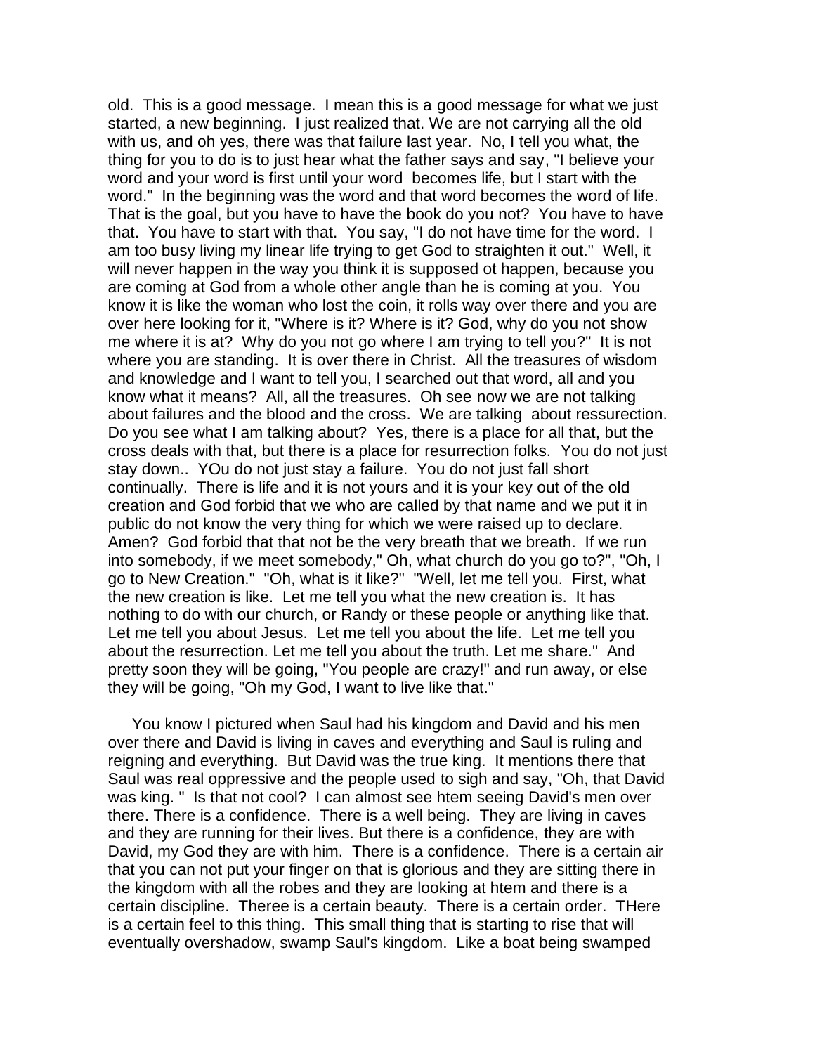old. This is a good message. I mean this is a good message for what we just started, a new beginning. I just realized that. We are not carrying all the old with us, and oh yes, there was that failure last year. No, I tell you what, the thing for you to do is to just hear what the father says and say, "I believe your word and your word is first until your word becomes life, but I start with the word." In the beginning was the word and that word becomes the word of life. That is the goal, but you have to have the book do you not? You have to have that. You have to start with that. You say, "I do not have time for the word. I am too busy living my linear life trying to get God to straighten it out." Well, it will never happen in the way you think it is supposed ot happen, because you are coming at God from a whole other angle than he is coming at you. You know it is like the woman who lost the coin, it rolls way over there and you are over here looking for it, "Where is it? Where is it? God, why do you not show me where it is at? Why do you not go where I am trying to tell you?" It is not where you are standing. It is over there in Christ. All the treasures of wisdom and knowledge and I want to tell you, I searched out that word, all and you know what it means? All, all the treasures. Oh see now we are not talking about failures and the blood and the cross. We are talking about ressurection. Do you see what I am talking about? Yes, there is a place for all that, but the cross deals with that, but there is a place for resurrection folks. You do not just stay down.. YOu do not just stay a failure. You do not just fall short continually. There is life and it is not yours and it is your key out of the old creation and God forbid that we who are called by that name and we put it in public do not know the very thing for which we were raised up to declare. Amen? God forbid that that not be the very breath that we breath. If we run into somebody, if we meet somebody," Oh, what church do you go to?", "Oh, I go to New Creation." "Oh, what is it like?" "Well, let me tell you. First, what the new creation is like. Let me tell you what the new creation is. It has nothing to do with our church, or Randy or these people or anything like that. Let me tell you about Jesus. Let me tell you about the life. Let me tell you about the resurrection. Let me tell you about the truth. Let me share." And pretty soon they will be going, "You people are crazy!" and run away, or else they will be going, "Oh my God, I want to live like that."

You know I pictured when Saul had his kingdom and David and his men over there and David is living in caves and everything and Saul is ruling and reigning and everything. But David was the true king. It mentions there that Saul was real oppressive and the people used to sigh and say, "Oh, that David was king. " Is that not cool? I can almost see htem seeing David's men over there. There is a confidence. There is a well being. They are living in caves and they are running for their lives. But there is a confidence, they are with David, my God they are with him. There is a confidence. There is a certain air that you can not put your finger on that is glorious and they are sitting there in the kingdom with all the robes and they are looking at htem and there is a certain discipline. Theree is a certain beauty. There is a certain order. THere is a certain feel to this thing. This small thing that is starting to rise that will eventually overshadow, swamp Saul's kingdom. Like a boat being swamped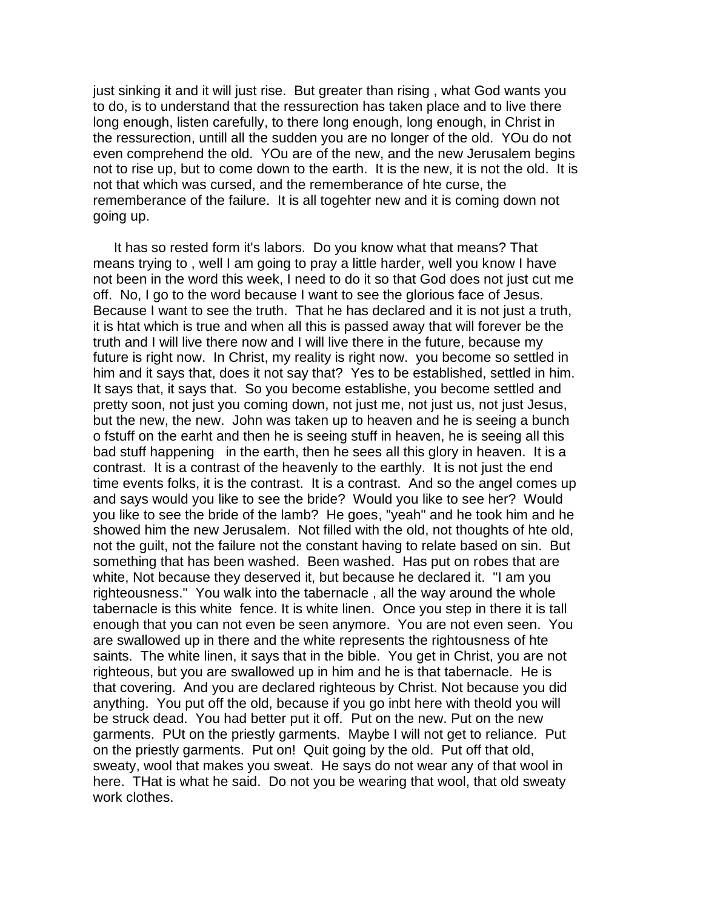just sinking it and it will just rise. But greater than rising , what God wants you to do, is to understand that the ressurection has taken place and to live there long enough, listen carefully, to there long enough, long enough, in Christ in the ressurection, untill all the sudden you are no longer of the old. YOu do not even comprehend the old. YOu are of the new, and the new Jerusalem begins not to rise up, but to come down to the earth. It is the new, it is not the old. It is not that which was cursed, and the rememberance of hte curse, the rememberance of the failure. It is all togehter new and it is coming down not going up.

It has so rested form it's labors. Do you know what that means? That means trying to , well I am going to pray a little harder, well you know I have not been in the word this week, I need to do it so that God does not just cut me off. No, I go to the word because I want to see the glorious face of Jesus. Because I want to see the truth. That he has declared and it is not just a truth, it is htat which is true and when all this is passed away that will forever be the truth and I will live there now and I will live there in the future, because my future is right now. In Christ, my reality is right now. you become so settled in him and it says that, does it not say that? Yes to be established, settled in him. It says that, it says that. So you become establishe, you become settled and pretty soon, not just you coming down, not just me, not just us, not just Jesus, but the new, the new. John was taken up to heaven and he is seeing a bunch o fstuff on the earht and then he is seeing stuff in heaven, he is seeing all this bad stuff happening in the earth, then he sees all this glory in heaven. It is a contrast. It is a contrast of the heavenly to the earthly. It is not just the end time events folks, it is the contrast. It is a contrast. And so the angel comes up and says would you like to see the bride? Would you like to see her? Would you like to see the bride of the lamb? He goes, "yeah" and he took him and he showed him the new Jerusalem. Not filled with the old, not thoughts of hte old, not the guilt, not the failure not the constant having to relate based on sin. But something that has been washed. Been washed. Has put on robes that are white, Not because they deserved it, but because he declared it. "I am you righteousness." You walk into the tabernacle , all the way around the whole tabernacle is this white fence. It is white linen. Once you step in there it is tall enough that you can not even be seen anymore. You are not even seen. You are swallowed up in there and the white represents the rightousness of hte saints. The white linen, it says that in the bible. You get in Christ, you are not righteous, but you are swallowed up in him and he is that tabernacle. He is that covering. And you are declared righteous by Christ. Not because you did anything. You put off the old, because if you go inbt here with theold you will be struck dead. You had better put it off. Put on the new. Put on the new garments. PUt on the priestly garments. Maybe I will not get to reliance. Put on the priestly garments. Put on! Quit going by the old. Put off that old, sweaty, wool that makes you sweat. He says do not wear any of that wool in here. THat is what he said. Do not you be wearing that wool, that old sweaty work clothes.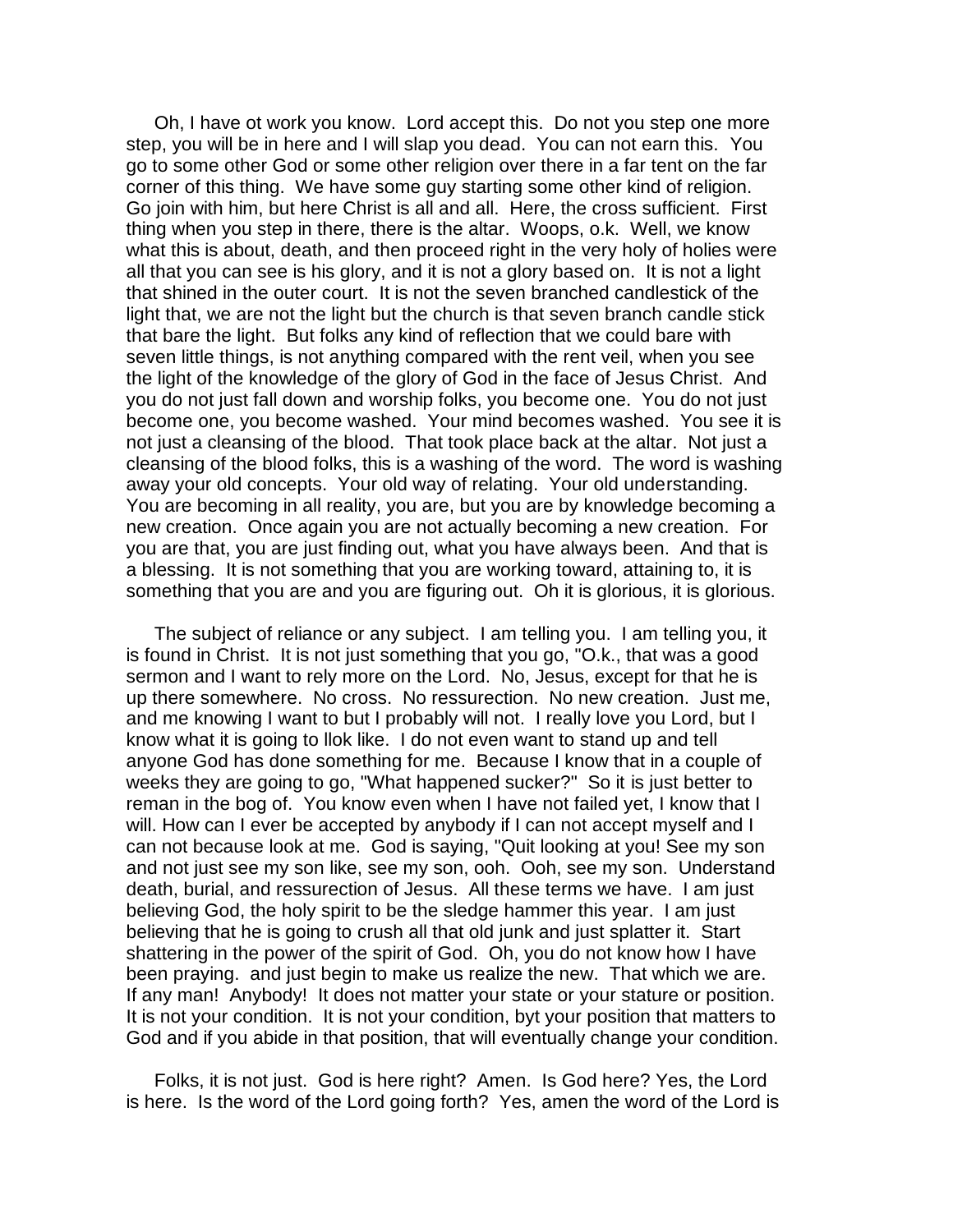Oh, I have ot work you know. Lord accept this. Do not you step one more step, you will be in here and I will slap you dead. You can not earn this. You go to some other God or some other religion over there in a far tent on the far corner of this thing. We have some guy starting some other kind of religion. Go join with him, but here Christ is all and all. Here, the cross sufficient. First thing when you step in there, there is the altar. Woops, o.k. Well, we know what this is about, death, and then proceed right in the very holy of holies were all that you can see is his glory, and it is not a glory based on. It is not a light that shined in the outer court. It is not the seven branched candlestick of the light that, we are not the light but the church is that seven branch candle stick that bare the light. But folks any kind of reflection that we could bare with seven little things, is not anything compared with the rent veil, when you see the light of the knowledge of the glory of God in the face of Jesus Christ. And you do not just fall down and worship folks, you become one. You do not just become one, you become washed. Your mind becomes washed. You see it is not just a cleansing of the blood. That took place back at the altar. Not just a cleansing of the blood folks, this is a washing of the word. The word is washing away your old concepts. Your old way of relating. Your old understanding. You are becoming in all reality, you are, but you are by knowledge becoming a new creation. Once again you are not actually becoming a new creation. For you are that, you are just finding out, what you have always been. And that is a blessing. It is not something that you are working toward, attaining to, it is something that you are and you are figuring out. Oh it is glorious, it is glorious.

The subject of reliance or any subject. I am telling you. I am telling you, it is found in Christ. It is not just something that you go, "O.k., that was a good sermon and I want to rely more on the Lord. No, Jesus, except for that he is up there somewhere. No cross. No ressurection. No new creation. Just me, and me knowing I want to but I probably will not. I really love you Lord, but I know what it is going to llok like. I do not even want to stand up and tell anyone God has done something for me. Because I know that in a couple of weeks they are going to go, "What happened sucker?" So it is just better to reman in the bog of. You know even when I have not failed yet, I know that I will. How can I ever be accepted by anybody if I can not accept myself and I can not because look at me. God is saying, "Quit looking at you! See my son and not just see my son like, see my son, ooh. Ooh, see my son. Understand death, burial, and ressurection of Jesus. All these terms we have. I am just believing God, the holy spirit to be the sledge hammer this year. I am just believing that he is going to crush all that old junk and just splatter it. Start shattering in the power of the spirit of God. Oh, you do not know how I have been praying. and just begin to make us realize the new. That which we are. If any man! Anybody! It does not matter your state or your stature or position. It is not your condition. It is not your condition, byt your position that matters to God and if you abide in that position, that will eventually change your condition.

Folks, it is not just. God is here right? Amen. Is God here? Yes, the Lord is here. Is the word of the Lord going forth? Yes, amen the word of the Lord is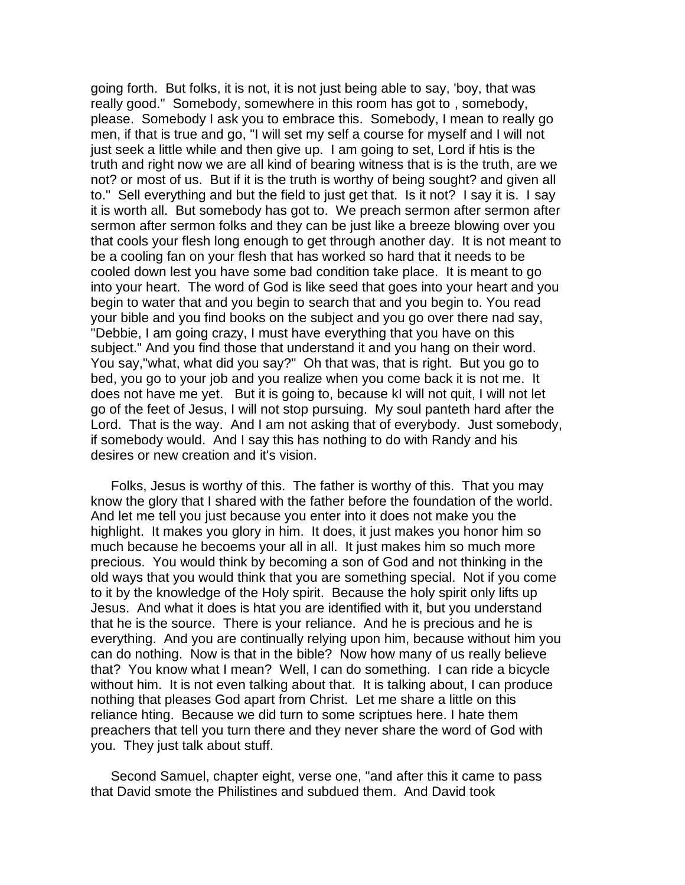going forth. But folks, it is not, it is not just being able to say, 'boy, that was really good." Somebody, somewhere in this room has got to , somebody, please. Somebody I ask you to embrace this. Somebody, I mean to really go men, if that is true and go, "I will set my self a course for myself and I will not just seek a little while and then give up. I am going to set, Lord if htis is the truth and right now we are all kind of bearing witness that is is the truth, are we not? or most of us. But if it is the truth is worthy of being sought? and given all to." Sell everything and but the field to just get that. Is it not? I say it is. I say it is worth all. But somebody has got to. We preach sermon after sermon after sermon after sermon folks and they can be just like a breeze blowing over you that cools your flesh long enough to get through another day. It is not meant to be a cooling fan on your flesh that has worked so hard that it needs to be cooled down lest you have some bad condition take place. It is meant to go into your heart. The word of God is like seed that goes into your heart and you begin to water that and you begin to search that and you begin to. You read your bible and you find books on the subject and you go over there nad say, "Debbie, I am going crazy, I must have everything that you have on this subject." And you find those that understand it and you hang on their word. You say,"what, what did you say?" Oh that was, that is right. But you go to bed, you go to your job and you realize when you come back it is not me. It does not have me yet. But it is going to, because kI will not quit, I will not let go of the feet of Jesus, I will not stop pursuing. My soul panteth hard after the Lord. That is the way. And I am not asking that of everybody. Just somebody, if somebody would. And I say this has nothing to do with Randy and his desires or new creation and it's vision.

Folks, Jesus is worthy of this. The father is worthy of this. That you may know the glory that I shared with the father before the foundation of the world. And let me tell you just because you enter into it does not make you the highlight. It makes you glory in him. It does, it just makes you honor him so much because he becoems your all in all. It just makes him so much more precious. You would think by becoming a son of God and not thinking in the old ways that you would think that you are something special. Not if you come to it by the knowledge of the Holy spirit. Because the holy spirit only lifts up Jesus. And what it does is htat you are identified with it, but you understand that he is the source. There is your reliance. And he is precious and he is everything. And you are continually relying upon him, because without him you can do nothing. Now is that in the bible? Now how many of us really believe that? You know what I mean? Well, I can do something. I can ride a bicycle without him. It is not even talking about that. It is talking about, I can produce nothing that pleases God apart from Christ. Let me share a little on this reliance hting. Because we did turn to some scriptues here. I hate them preachers that tell you turn there and they never share the word of God with you. They just talk about stuff.

Second Samuel, chapter eight, verse one, "and after this it came to pass that David smote the Philistines and subdued them. And David took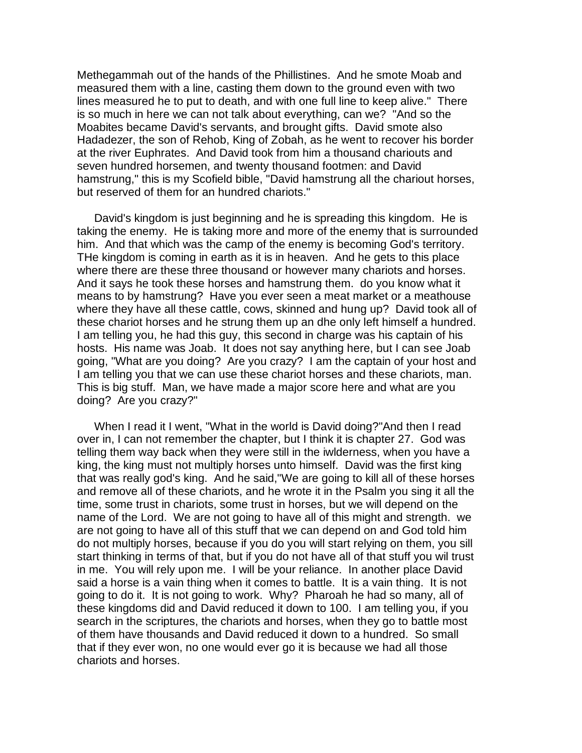Methegammah out of the hands of the Phillistines. And he smote Moab and measured them with a line, casting them down to the ground even with two lines measured he to put to death, and with one full line to keep alive." There is so much in here we can not talk about everything, can we? "And so the Moabites became David's servants, and brought gifts. David smote also Hadadezer, the son of Rehob, King of Zobah, as he went to recover his border at the river Euphrates. And David took from him a thousand chariouts and seven hundred horsemen, and twenty thousand footmen: and David hamstrung," this is my Scofield bible, "David hamstrung all the chariout horses, but reserved of them for an hundred chariots."

David's kingdom is just beginning and he is spreading this kingdom. He is taking the enemy. He is taking more and more of the enemy that is surrounded him. And that which was the camp of the enemy is becoming God's territory. THe kingdom is coming in earth as it is in heaven. And he gets to this place where there are these three thousand or however many chariots and horses. And it says he took these horses and hamstrung them. do you know what it means to by hamstrung? Have you ever seen a meat market or a meathouse where they have all these cattle, cows, skinned and hung up? David took all of these chariot horses and he strung them up an dhe only left himself a hundred. I am telling you, he had this guy, this second in charge was his captain of his hosts. His name was Joab. It does not say anything here, but I can see Joab going, "What are you doing? Are you crazy? I am the captain of your host and I am telling you that we can use these chariot horses and these chariots, man. This is big stuff. Man, we have made a major score here and what are you doing? Are you crazy?"

When I read it I went, "What in the world is David doing?"And then I read over in, I can not remember the chapter, but I think it is chapter 27. God was telling them way back when they were still in the iwlderness, when you have a king, the king must not multiply horses unto himself. David was the first king that was really god's king. And he said,"We are going to kill all of these horses and remove all of these chariots, and he wrote it in the Psalm you sing it all the time, some trust in chariots, some trust in horses, but we will depend on the name of the Lord. We are not going to have all of this might and strength. we are not going to have all of this stuff that we can depend on and God told him do not multiply horses, because if you do you will start relying on them, you sill start thinking in terms of that, but if you do not have all of that stuff you wil trust in me. You will rely upon me. I will be your reliance. In another place David said a horse is a vain thing when it comes to battle. It is a vain thing. It is not going to do it. It is not going to work. Why? Pharoah he had so many, all of these kingdoms did and David reduced it down to 100. I am telling you, if you search in the scriptures, the chariots and horses, when they go to battle most of them have thousands and David reduced it down to a hundred. So small that if they ever won, no one would ever go it is because we had all those chariots and horses.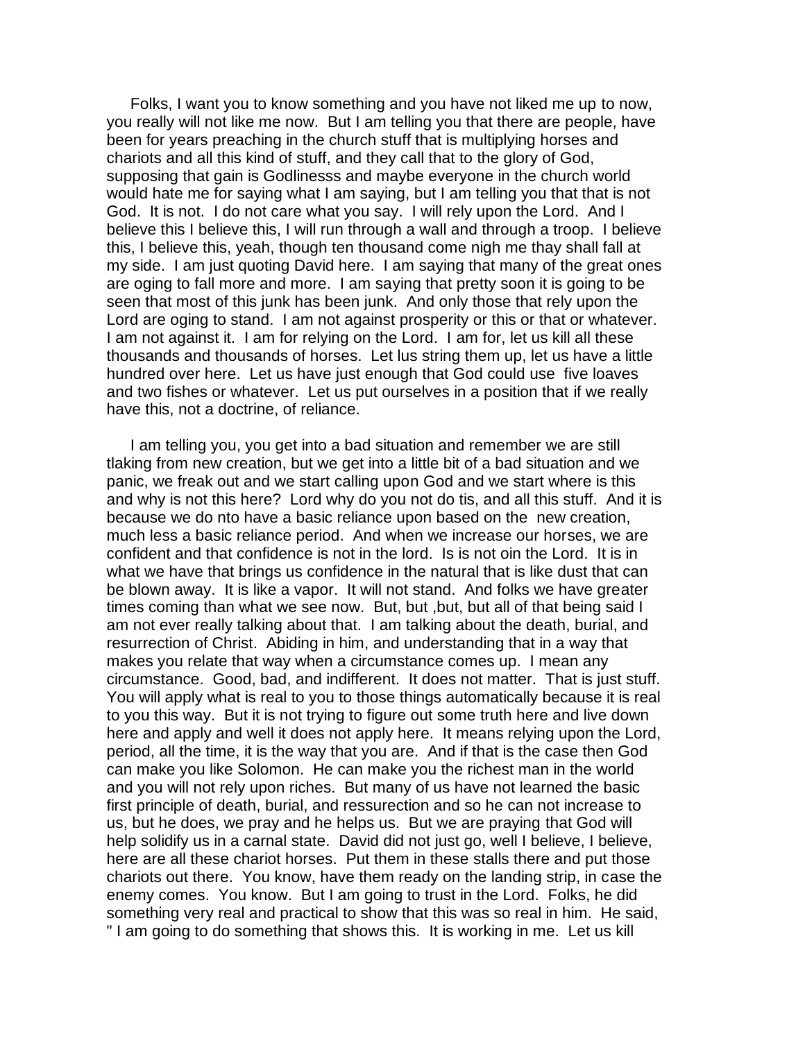Folks, I want you to know something and you have not liked me up to now, you really will not like me now. But I am telling you that there are people, have been for years preaching in the church stuff that is multiplying horses and chariots and all this kind of stuff, and they call that to the glory of God, supposing that gain is Godlinesss and maybe everyone in the church world would hate me for saying what I am saying, but I am telling you that that is not God. It is not. I do not care what you say. I will rely upon the Lord. And I believe this I believe this, I will run through a wall and through a troop. I believe this, I believe this, yeah, though ten thousand come nigh me thay shall fall at my side. I am just quoting David here. I am saying that many of the great ones are oging to fall more and more. I am saying that pretty soon it is going to be seen that most of this junk has been junk. And only those that rely upon the Lord are oging to stand. I am not against prosperity or this or that or whatever. I am not against it. I am for relying on the Lord. I am for, let us kill all these thousands and thousands of horses. Let lus string them up, let us have a little hundred over here. Let us have just enough that God could use five loaves and two fishes or whatever. Let us put ourselves in a position that if we really have this, not a doctrine, of reliance.

I am telling you, you get into a bad situation and remember we are still tlaking from new creation, but we get into a little bit of a bad situation and we panic, we freak out and we start calling upon God and we start where is this and why is not this here? Lord why do you not do tis, and all this stuff. And it is because we do nto have a basic reliance upon based on the new creation, much less a basic reliance period. And when we increase our horses, we are confident and that confidence is not in the lord. Is is not oin the Lord. It is in what we have that brings us confidence in the natural that is like dust that can be blown away. It is like a vapor. It will not stand. And folks we have greater times coming than what we see now. But, but ,but, but all of that being said I am not ever really talking about that. I am talking about the death, burial, and resurrection of Christ. Abiding in him, and understanding that in a way that makes you relate that way when a circumstance comes up. I mean any circumstance. Good, bad, and indifferent. It does not matter. That is just stuff. You will apply what is real to you to those things automatically because it is real to you this way. But it is not trying to figure out some truth here and live down here and apply and well it does not apply here. It means relying upon the Lord, period, all the time, it is the way that you are. And if that is the case then God can make you like Solomon. He can make you the richest man in the world and you will not rely upon riches. But many of us have not learned the basic first principle of death, burial, and ressurection and so he can not increase to us, but he does, we pray and he helps us. But we are praying that God will help solidify us in a carnal state. David did not just go, well I believe, I believe, here are all these chariot horses. Put them in these stalls there and put those chariots out there. You know, have them ready on the landing strip, in case the enemy comes. You know. But I am going to trust in the Lord. Folks, he did something very real and practical to show that this was so real in him. He said, " I am going to do something that shows this. It is working in me. Let us kill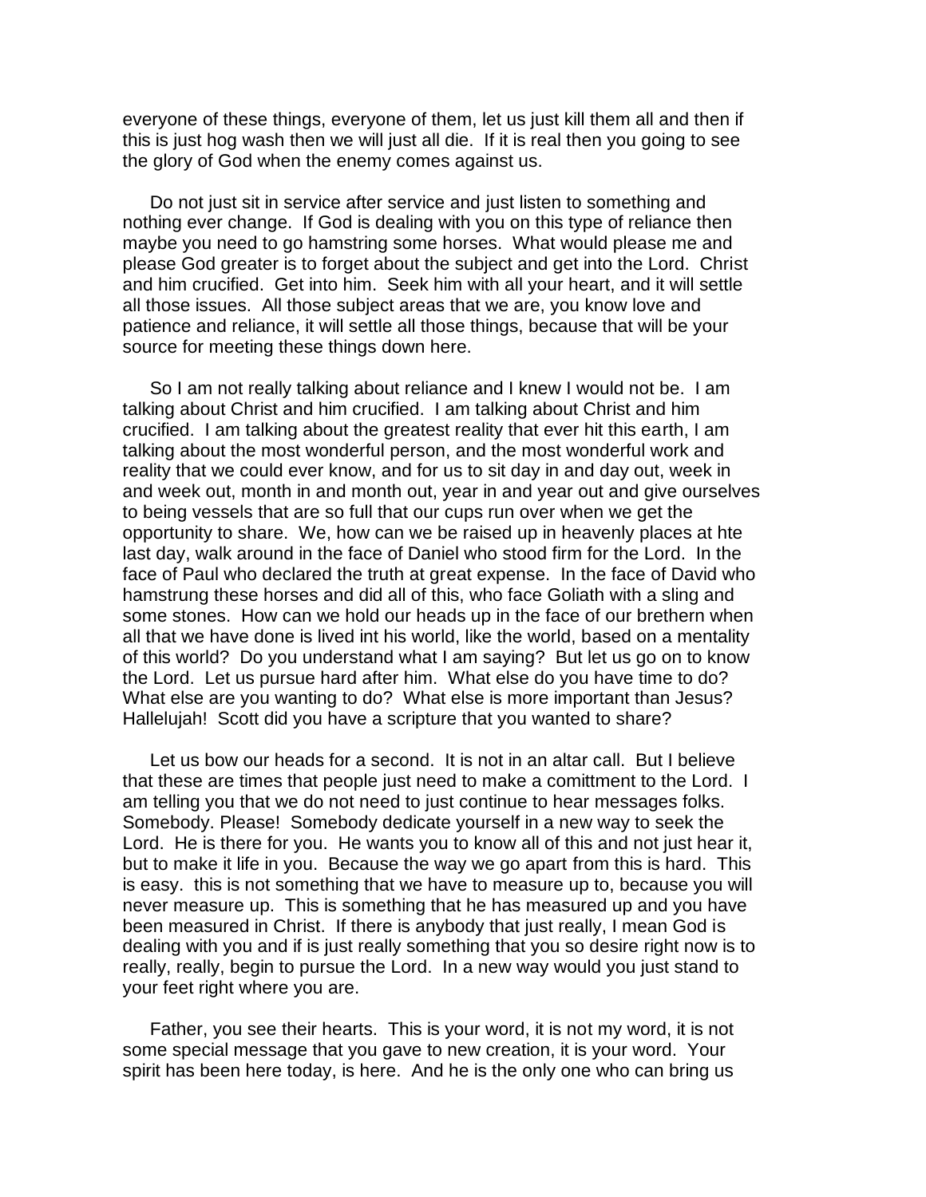everyone of these things, everyone of them, let us just kill them all and then if this is just hog wash then we will just all die. If it is real then you going to see the glory of God when the enemy comes against us.

Do not just sit in service after service and just listen to something and nothing ever change. If God is dealing with you on this type of reliance then maybe you need to go hamstring some horses. What would please me and please God greater is to forget about the subject and get into the Lord. Christ and him crucified. Get into him. Seek him with all your heart, and it will settle all those issues. All those subject areas that we are, you know love and patience and reliance, it will settle all those things, because that will be your source for meeting these things down here.

So I am not really talking about reliance and I knew I would not be. I am talking about Christ and him crucified. I am talking about Christ and him crucified. I am talking about the greatest reality that ever hit this earth, I am talking about the most wonderful person, and the most wonderful work and reality that we could ever know, and for us to sit day in and day out, week in and week out, month in and month out, year in and year out and give ourselves to being vessels that are so full that our cups run over when we get the opportunity to share. We, how can we be raised up in heavenly places at hte last day, walk around in the face of Daniel who stood firm for the Lord. In the face of Paul who declared the truth at great expense. In the face of David who hamstrung these horses and did all of this, who face Goliath with a sling and some stones. How can we hold our heads up in the face of our brethern when all that we have done is lived int his world, like the world, based on a mentality of this world? Do you understand what I am saying? But let us go on to know the Lord. Let us pursue hard after him. What else do you have time to do? What else are you wanting to do? What else is more important than Jesus? Hallelujah! Scott did you have a scripture that you wanted to share?

Let us bow our heads for a second. It is not in an altar call. But I believe that these are times that people just need to make a comittment to the Lord. I am telling you that we do not need to just continue to hear messages folks. Somebody. Please! Somebody dedicate yourself in a new way to seek the Lord. He is there for you. He wants you to know all of this and not just hear it, but to make it life in you. Because the way we go apart from this is hard. This is easy. this is not something that we have to measure up to, because you will never measure up. This is something that he has measured up and you have been measured in Christ. If there is anybody that just really, I mean God is dealing with you and if is just really something that you so desire right now is to really, really, begin to pursue the Lord. In a new way would you just stand to your feet right where you are.

Father, you see their hearts. This is your word, it is not my word, it is not some special message that you gave to new creation, it is your word. Your spirit has been here today, is here. And he is the only one who can bring us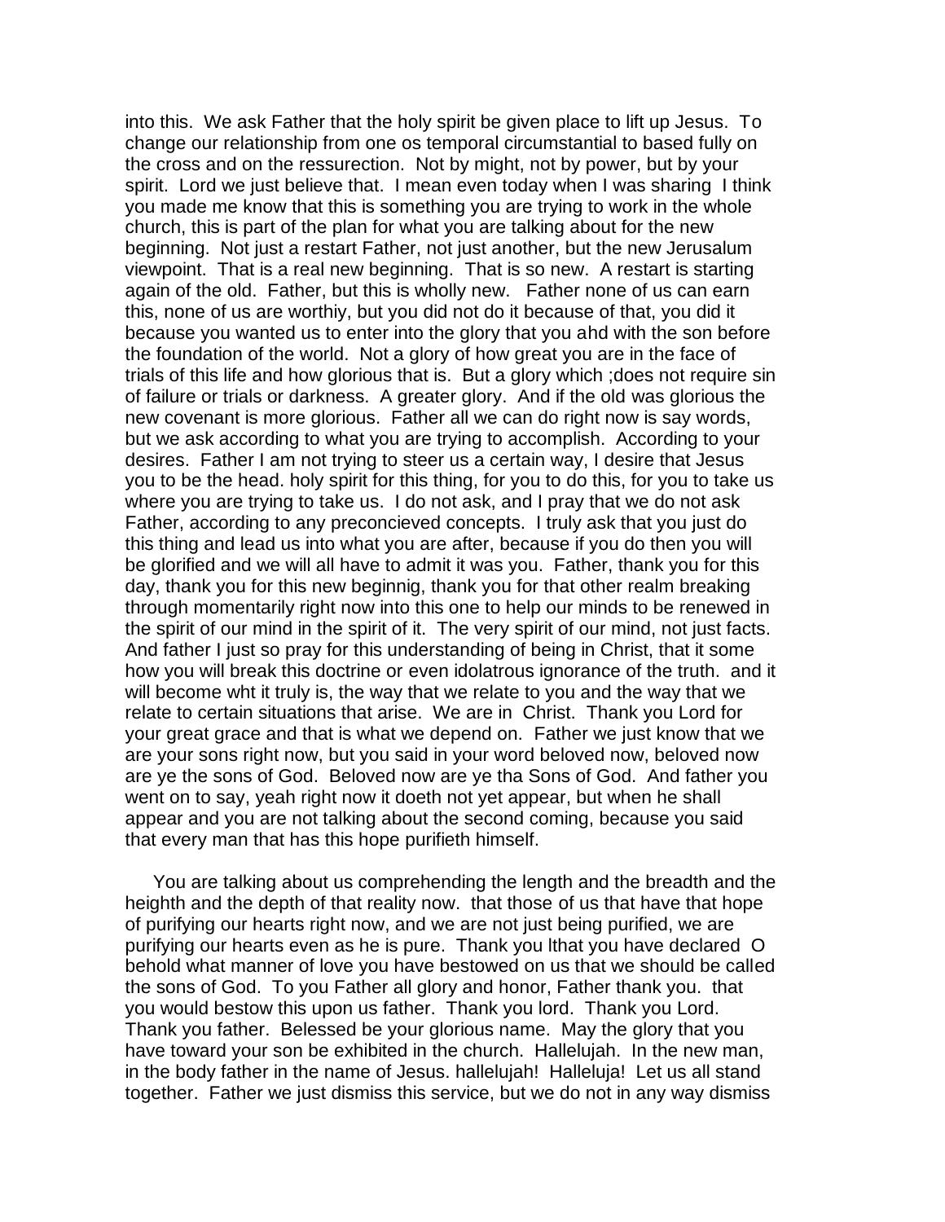into this. We ask Father that the holy spirit be given place to lift up Jesus. To change our relationship from one os temporal circumstantial to based fully on the cross and on the ressurection. Not by might, not by power, but by your spirit. Lord we just believe that. I mean even today when I was sharing I think you made me know that this is something you are trying to work in the whole church, this is part of the plan for what you are talking about for the new beginning. Not just a restart Father, not just another, but the new Jerusalum viewpoint. That is a real new beginning. That is so new. A restart is starting again of the old. Father, but this is wholly new. Father none of us can earn this, none of us are worthiy, but you did not do it because of that, you did it because you wanted us to enter into the glory that you ahd with the son before the foundation of the world. Not a glory of how great you are in the face of trials of this life and how glorious that is. But a glory which ;does not require sin of failure or trials or darkness. A greater glory. And if the old was glorious the new covenant is more glorious. Father all we can do right now is say words, but we ask according to what you are trying to accomplish. According to your desires. Father I am not trying to steer us a certain way, I desire that Jesus you to be the head. holy spirit for this thing, for you to do this, for you to take us where you are trying to take us. I do not ask, and I pray that we do not ask Father, according to any preconcieved concepts. I truly ask that you just do this thing and lead us into what you are after, because if you do then you will be glorified and we will all have to admit it was you. Father, thank you for this day, thank you for this new beginnig, thank you for that other realm breaking through momentarily right now into this one to help our minds to be renewed in the spirit of our mind in the spirit of it. The very spirit of our mind, not just facts. And father I just so pray for this understanding of being in Christ, that it some how you will break this doctrine or even idolatrous ignorance of the truth. and it will become wht it truly is, the way that we relate to you and the way that we relate to certain situations that arise. We are in Christ. Thank you Lord for your great grace and that is what we depend on. Father we just know that we are your sons right now, but you said in your word beloved now, beloved now are ye the sons of God. Beloved now are ye tha Sons of God. And father you went on to say, yeah right now it doeth not yet appear, but when he shall appear and you are not talking about the second coming, because you said that every man that has this hope purifieth himself.

You are talking about us comprehending the length and the breadth and the heighth and the depth of that reality now. that those of us that have that hope of purifying our hearts right now, and we are not just being purified, we are purifying our hearts even as he is pure. Thank you lthat you have declared O behold what manner of love you have bestowed on us that we should be called the sons of God. To you Father all glory and honor, Father thank you. that you would bestow this upon us father. Thank you lord. Thank you Lord. Thank you father. Belessed be your glorious name. May the glory that you have toward your son be exhibited in the church. Hallelujah. In the new man, in the body father in the name of Jesus. hallelujah! Halleluja! Let us all stand together. Father we just dismiss this service, but we do not in any way dismiss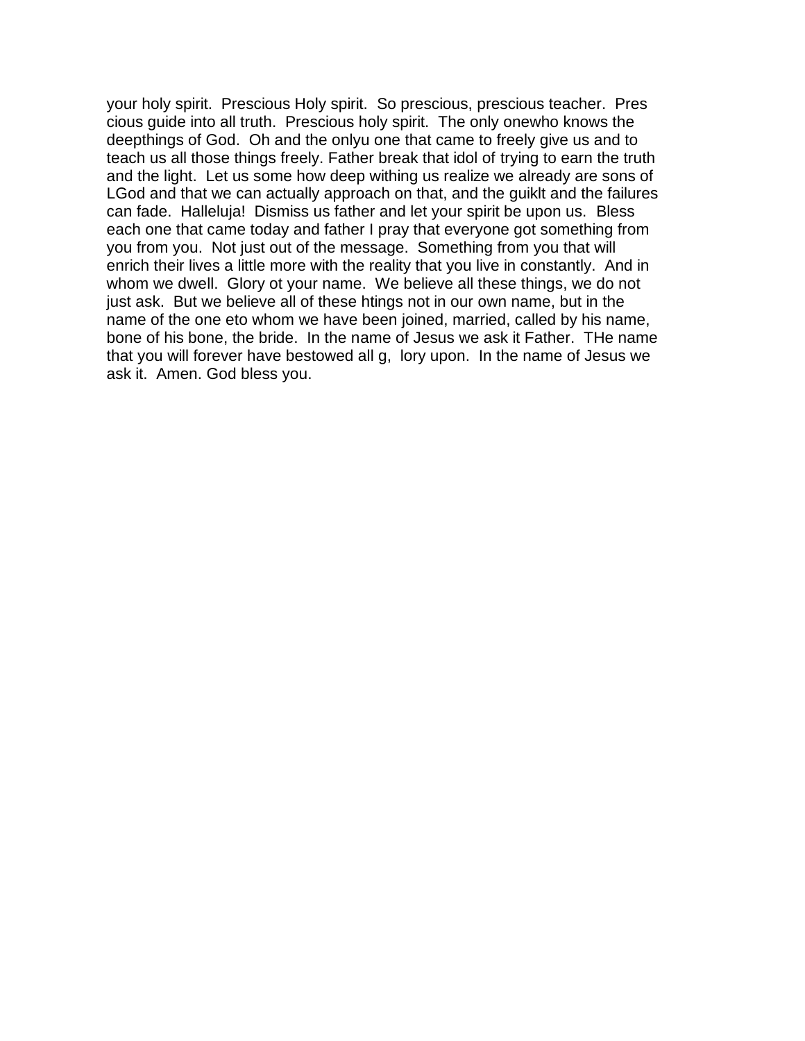your holy spirit. Prescious Holy spirit. So prescious, prescious teacher. Pres cious guide into all truth. Prescious holy spirit. The only onewho knows the deepthings of God. Oh and the onlyu one that came to freely give us and to teach us all those things freely. Father break that idol of trying to earn the truth and the light. Let us some how deep withing us realize we already are sons of LGod and that we can actually approach on that, and the guiklt and the failures can fade. Halleluja! Dismiss us father and let your spirit be upon us. Bless each one that came today and father I pray that everyone got something from you from you. Not just out of the message. Something from you that will enrich their lives a little more with the reality that you live in constantly. And in whom we dwell. Glory ot your name. We believe all these things, we do not just ask. But we believe all of these htings not in our own name, but in the name of the one eto whom we have been joined, married, called by his name, bone of his bone, the bride. In the name of Jesus we ask it Father. THe name that you will forever have bestowed all g, lory upon. In the name of Jesus we ask it. Amen. God bless you.